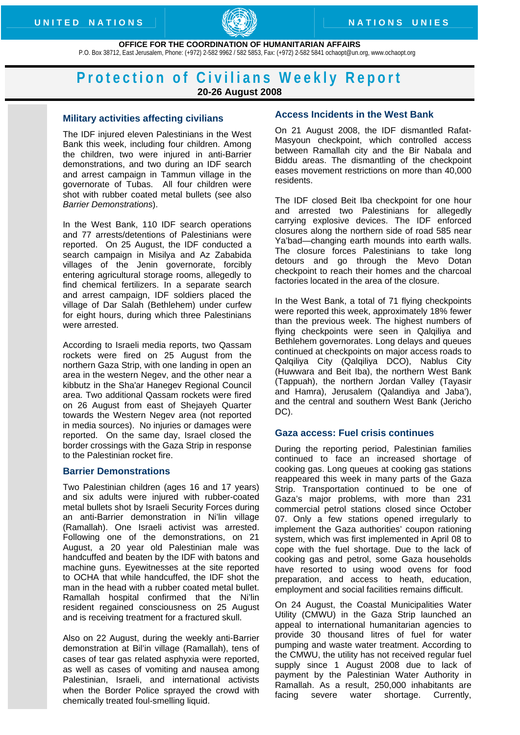UNITED NATIONS — NATIONS UNIES

**OFFICE FOR THE COORDINATION OF HUMANITARIAN AFFAIRS**

P.O. Box 38712, East Jerusalem, Phone: (+972) 2-582 9962 / 582 5853, Fax: (+972) 2-582 5841 ochaopt@un.org, www.ochaopt.org

# Protection of Civilians Weekly Report

**20-26 August 2008**

## Military activities affecting civilians

The IDF injured eleven Palestinians in the West Bank this week, including four children. Among the children, two were injured in anti-Barrier demonstrations, and two during an IDF search and arrest campaign in Tammun village in the governorate of Tubas. All four children were shot with rubber coated metal bullets (see also *Barrier Demonstrations*).

In the West Bank, 110 IDF search operations and 77 arrests/detentions of Palestinians were reported. On 25 August, the IDF conducted a search campaign in Misilya and Az Zababida villages of the Jenin governorate, forcibly entering agricultural storage rooms, allegedly to find chemical fertilizers. In a separate search and arrest campaign, IDF soldiers placed the village of Dar Salah (Bethlehem) under curfew for eight hours, during which three Palestinians were arrested.

According to Israeli media reports, two Qassam rockets were fired on 25 August from the northern Gaza Strip, with one landing in open an area in the western Negev, and the other near a kibbutz in the Sha'ar Hanegev Regional Council area. Two additional Qassam rockets were fired on 26 August from east of Shejayeh Quarter towards the Western Negev area (not reported in media sources). No injuries or damages were reported. On the same day, Israel closed the border crossings with the Gaza Strip in response to the Palestinian rocket fire.

## Barrier Demonstrations

Two Palestinian children (ages 16 and 17 years) and six adults were injured with rubber-coated metal bullets shot by Israeli Security Forces during an anti-Barrier demonstration in Ni'lin village (Ramallah). One Israeli activist was arrested. Following one of the demonstrations, on 21 August, a 20 year old Palestinian male was handcuffed and beaten by the IDF with batons and machine guns. Eyewitnesses at the site reported to OCHA that while handcuffed, the IDF shot the man in the head with a rubber coated metal bullet. Ramallah hospital confirmed that the Ni'lin resident regained consciousness on 25 August and is receiving treatment for a fractured skull.

Also on 22 August, during the weekly anti-Barrier demonstration at Bil'in village (Ramallah), tens of cases of tear gas related asphyxia were reported, as well as cases of vomiting and nausea among Palestinian, Israeli, and international activists when the Border Police sprayed the crowd with chemically treated foul-smelling liquid.

## Access Incidents in the West Bank

On 21 August 2008, the IDF dismantled Rafat-Masyoun checkpoint, which controlled access between Ramallah city and the Bir Nabala and Biddu areas. The dismantling of the checkpoint eases movement restrictions on more than 40,000 residents.

The IDF closed Beit Iba checkpoint for one hour and arrested two Palestinians for allegedly carrying explosive devices. The IDF enforced closures along the northern side of road 585 near Ya'bad—changing earth mounds into earth walls. The closure forces Palestinians to take long detours and go through the Mevo Dotan checkpoint to reach their homes and the charcoal factories located in the area of the closure.

In the West Bank, a total of 71 flying checkpoints were reported this week, approximately 18% fewer than the previous week. The highest numbers of flying checkpoints were seen in Qalqiliya and Bethlehem governorates. Long delays and queues continued at checkpoints on major access roads to Qalqiliya City (Qalqiliya DCO), Nablus City (Huwwara and Beit Iba), the northern West Bank (Tappuah), the northern Jordan Valley (Tayasir and Hamra), Jerusalem (Qalandiya and Jaba'), and the central and southern West Bank (Jericho DC).

## Gaza access: Fuel crisis continues

During the reporting period, Palestinian families continued to face an increased shortage of cooking gas. Long queues at cooking gas stations reappeared this week in many parts of the Gaza Strip. Transportation continued to be one of Gaza's major problems, with more than 231 commercial petrol stations closed since October 07. Only a few stations opened irregularly to implement the Gaza authorities' coupon rationing system, which was first implemented in April 08 to cope with the fuel shortage. Due to the lack of cooking gas and petrol, some Gaza households have resorted to using wood ovens for food preparation, and access to heath, education, employment and social facilities remains difficult.

On 24 August, the Coastal Municipalities Water Utility (CMWU) in the Gaza Strip launched an appeal to international humanitarian agencies to provide 30 thousand litres of fuel for water pumping and waste water treatment. According to the CMWU, the utility has not received regular fuel supply since 1 August 2008 due to lack of payment by the Palestinian Water Authority in Ramallah. As a result, 250,000 inhabitants are facing severe water shortage. Currently,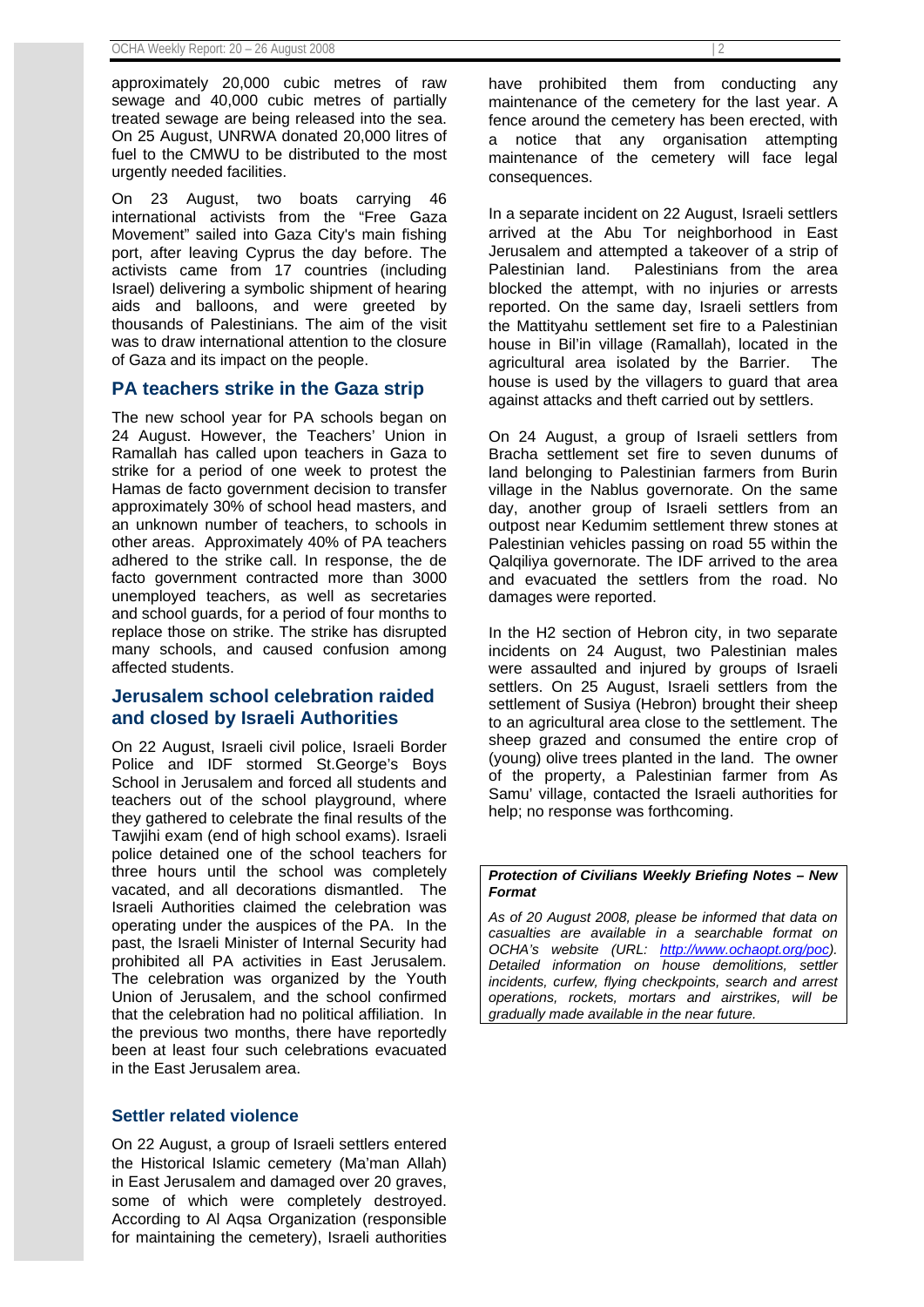approximately 20,000 cubic metres of raw sewage and 40,000 cubic metres of partially treated sewage are being released into the sea. On 25 August, UNRWA donated 20,000 litres of fuel to the CMWU to be distributed to the most urgently needed facilities.

On 23 August, two boats carrying 46 international activists from the "Free Gaza Movement" sailed into Gaza City's main fishing port, after leaving Cyprus the day before. The activists came from 17 countries (including Israel) delivering a symbolic shipment of hearing aids and balloons, and were greeted by thousands of Palestinians. The aim of the visit was to draw international attention to the closure of Gaza and its impact on the people.

## PA teachers strike in the Gaza strip

The new school year for PA schools began on 24 August. However, the Teachers' Union in Ramallah has called upon teachers in Gaza to strike for a period of one week to protest the Hamas de facto government decision to transfer approximately 30% of school head masters, and an unknown number of teachers, to schools in other areas. Approximately 40% of PA teachers adhered to the strike call. In response, the de facto government contracted more than 3000 unemployed teachers, as well as secretaries and school guards, for a period of four months to replace those on strike. The strike has disrupted many schools, and caused confusion among affected students.

## Jerusalem school celebration raided and closed by Israeli Authorities

On 22 August, Israeli civil police, Israeli Border Police and IDF stormed St.George's Boys School in Jerusalem and forced all students and teachers out of the school playground, where they gathered to celebrate the final results of the Tawjihi exam (end of high school exams). Israeli police detained one of the school teachers for three hours until the school was completely vacated, and all decorations dismantled. The Israeli Authorities claimed the celebration was operating under the auspices of the PA. In the past, the Israeli Minister of Internal Security had prohibited all PA activities in East Jerusalem. The celebration was organized by the Youth Union of Jerusalem, and the school confirmed that the celebration had no political affiliation. In the previous two months, there have reportedly been at least four such celebrations evacuated in the East Jerusalem area.

### Settler related violence

On 22 August, a group of Israeli settlers entered the Historical Islamic cemetery (Ma'man Allah) in East Jerusalem and damaged over 20 graves, some of which were completely destroyed. According to Al Aqsa Organization (responsible for maintaining the cemetery), Israeli authorities have prohibited them from conducting any maintenance of the cemetery for the last year. A fence around the cemetery has been erected, with a notice that any organisation attempting maintenance of the cemetery will face legal consequences.

In a separate incident on 22 August, Israeli settlers arrived at the Abu Tor neighborhood in East Jerusalem and attempted a takeover of a strip of Palestinian land. Palestinians from the area blocked the attempt, with no injuries or arrests reported. On the same day, Israeli settlers from the Mattityahu settlement set fire to a Palestinian house in Bil'in village (Ramallah), located in the agricultural area isolated by the Barrier. The house is used by the villagers to guard that area against attacks and theft carried out by settlers.

On 24 August, a group of Israeli settlers from Bracha settlement set fire to seven dunums of land belonging to Palestinian farmers from Burin village in the Nablus governorate. On the same day, another group of Israeli settlers from an outpost near Kedumim settlement threw stones at Palestinian vehicles passing on road 55 within the Qalqiliya governorate. The IDF arrived to the area and evacuated the settlers from the road. No damages were reported.

In the H2 section of Hebron city, in two separate incidents on 24 August, two Palestinian males were assaulted and injured by groups of Israeli settlers. On 25 August, Israeli settlers from the settlement of Susiya (Hebron) brought their sheep to an agricultural area close to the settlement. The sheep grazed and consumed the entire crop of (young) olive trees planted in the land. The owner of the property, a Palestinian farmer from As Samu' village, contacted the Israeli authorities for help; no response was forthcoming.

***Protection of Civilians Weekly Briefing Notes – New Format***

*As of 20 August 2008, please be informed that data on casualties are available in a searchable format on OCHA's website (URL: http://www.ochaopt.org/poc). Detailed information on house demolitions, settler incidents, curfew, flying checkpoints, search and arrest operations, rockets, mortars and airstrikes, will be gradually made available in the near future.*